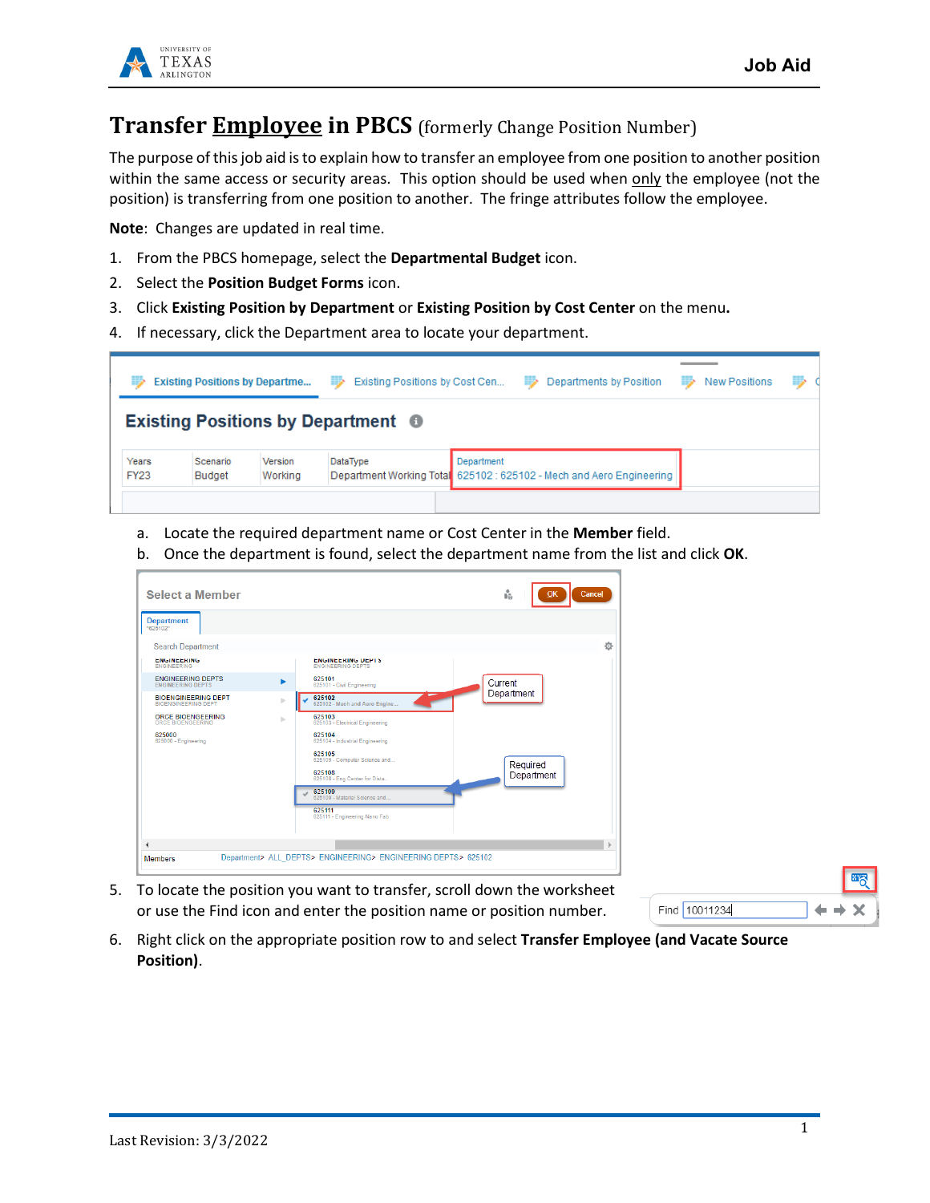# Transfer Employee in PBCS (formerly Change Position Number)

The purpose of this job aid is to explain how to transfer an employee from one position to another position within the same access or security areas. This option should be used when only the employee (not the position) is transferring from one position to another. The fringe attributes follow the employee.

**Note**: Changes are updated in real time.

1. From the PBCS homepage, select the **Departmental Budget** icon.
2. Select the **Position Budget Forms** icon.
3. Click **Existing Position by Department** or **Existing Position by Cost Center** on the menu.
4. If necessary, click the Department area to locate your department.

   a. Locate the required department name or Cost Center in the **Member** field.
   
   b. Once the department is found, select the department name from the list and click **OK**.

5. To locate the position you want to transfer, scroll down the worksheet or use the Find icon and enter the position name or position number.
6. Right click on the appropriate position row to and select **Transfer Employee (and Vacate Source Position)**.

Last Revision: 3/3/2022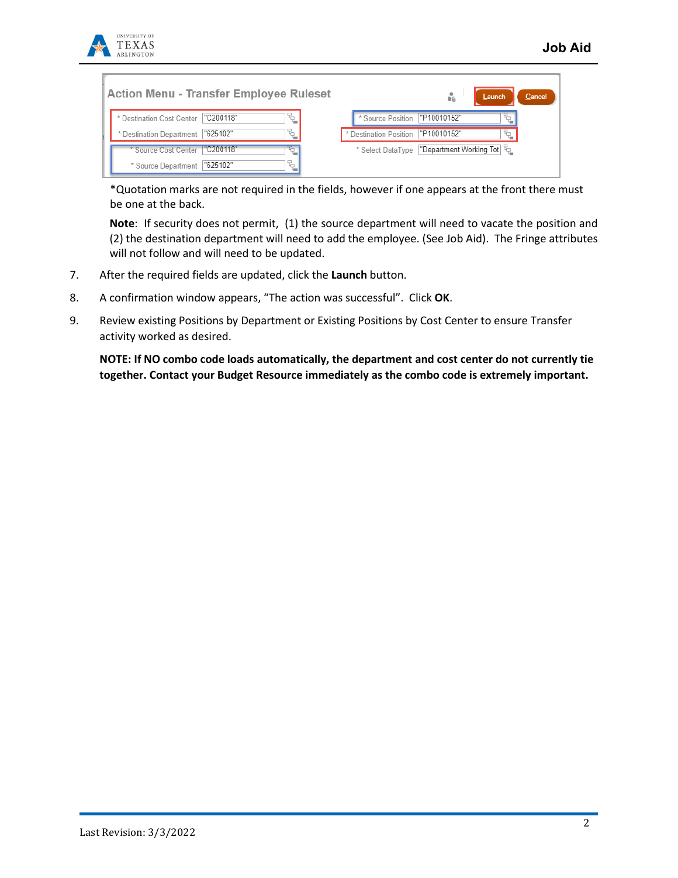*Quotation marks are not required in the fields, however if one appears at the front there must be one at the back.

**Note**: If security does not permit, (1) the source department will need to vacate the position and (2) the destination department will need to add the employee. (See Job Aid). The Fringe attributes will not follow and will need to be updated.

7. After the required fields are updated, click the **Launch** button.
8. A confirmation window appears, "The action was successful". Click **OK**.
9. Review existing Positions by Department or Existing Positions by Cost Center to ensure Transfer activity worked as desired.

**NOTE: If NO combo code loads automatically, the department and cost center do not currently tie together. Contact your Budget Resource immediately as the combo code is extremely important.**

Last Revision: 3/3/2022